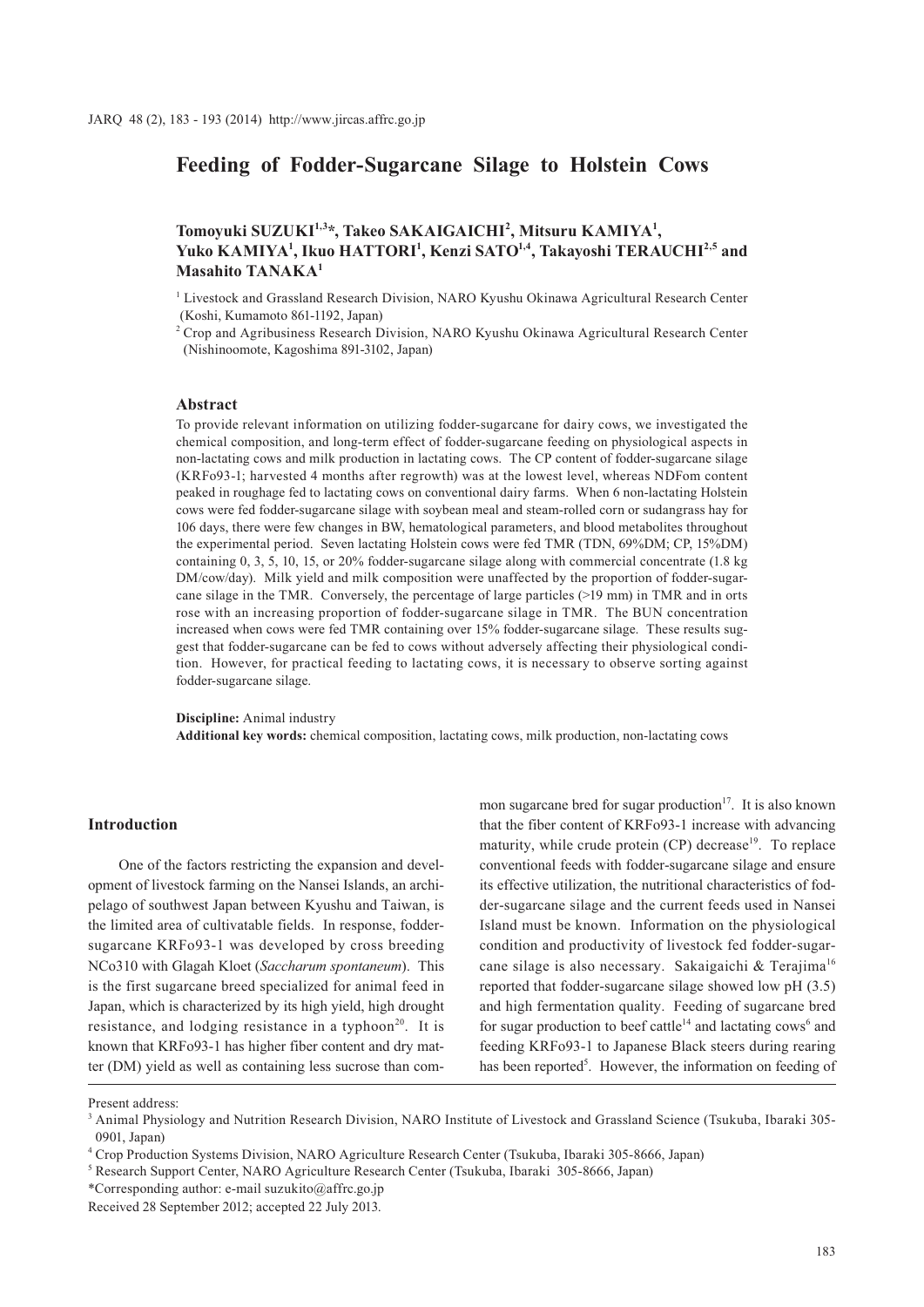# Feeding of Fodder-Sugarcane Silage to Holstein Cows

**Tomoyuki SUZUKI[1,3]*, Takeo SAKAIGAICHI[2], Mitsuru KAMIYA[1], Yuko KAMIYA[1], Ikuo HATTORI[1], Kenzi SATO[1,4], Takayoshi TERAUCHI[2,5] and Masahito TANAKA[1]**

[1] Livestock and Grassland Research Division, NARO Kyushu Okinawa Agricultural Research Center (Koshi, Kumamoto 861-1192, Japan)

[2] Crop and Agribusiness Research Division, NARO Kyushu Okinawa Agricultural Research Center (Nishinoomote, Kagoshima 891-3102, Japan)

## Abstract

To provide relevant information on utilizing fodder-sugarcane for dairy cows, we investigated the chemical composition, and long-term effect of fodder-sugarcane feeding on physiological aspects in non-lactating cows and milk production in lactating cows. The CP content of fodder-sugarcane silage (KRFo93-1; harvested 4 months after regrowth) was at the lowest level, whereas NDFom content peaked in roughage fed to lactating cows on conventional dairy farms. When 6 non-lactating Holstein cows were fed fodder-sugarcane silage with soybean meal and steam-rolled corn or sudangrass hay for 106 days, there were few changes in BW, hematological parameters, and blood metabolites throughout the experimental period. Seven lactating Holstein cows were fed TMR (TDN, 69%DM; CP, 15%DM) containing 0, 3, 5, 10, 15, or 20% fodder-sugarcane silage along with commercial concentrate (1.8 kg DM/cow/day). Milk yield and milk composition were unaffected by the proportion of fodder-sugarcane silage in the TMR. Conversely, the percentage of large particles (>19 mm) in TMR and in orts rose with an increasing proportion of fodder-sugarcane silage in TMR. The BUN concentration increased when cows were fed TMR containing over 15% fodder-sugarcane silage. These results suggest that fodder-sugarcane can be fed to cows without adversely affecting their physiological condition. However, for practical feeding to lactating cows, it is necessary to observe sorting against fodder-sugarcane silage.

**Discipline:** Animal industry

**Additional key words:** chemical composition, lactating cows, milk production, non-lactating cows

## Introduction

One of the factors restricting the expansion and development of livestock farming on the Nansei Islands, an archipelago of southwest Japan between Kyushu and Taiwan, is the limited area of cultivatable fields. In response, fodder-sugarcane KRFo93-1 was developed by cross breeding NCo310 with Glagah Kloet (*Saccharum spontaneum*). This is the first sugarcane breed specialized for animal feed in Japan, which is characterized by its high yield, high drought resistance, and lodging resistance in a typhoon[20]. It is known that KRFo93-1 has higher fiber content and dry matter (DM) yield as well as containing less sucrose than common sugarcane bred for sugar production[17]. It is also known that the fiber content of KRFo93-1 increase with advancing maturity, while crude protein (CP) decrease[19]. To replace conventional feeds with fodder-sugarcane silage and ensure its effective utilization, the nutritional characteristics of fodder-sugarcane silage and the current feeds used in Nansei Island must be known. Information on the physiological condition and productivity of livestock fed fodder-sugarcane silage is also necessary. Sakaigaichi & Terajima[16] reported that fodder-sugarcane silage showed low pH (3.5) and high fermentation quality. Feeding of sugarcane bred for sugar production to beef cattle[14] and lactating cows[6] and feeding KRFo93-1 to Japanese Black steers during rearing has been reported[5]. However, the information on feeding of

---

Present address:

[3] Animal Physiology and Nutrition Research Division, NARO Institute of Livestock and Grassland Science (Tsukuba, Ibaraki 305-0901, Japan)

[4] Crop Production Systems Division, NARO Agriculture Research Center (Tsukuba, Ibaraki 305-8666, Japan)

[5] Research Support Center, NARO Agriculture Research Center (Tsukuba, Ibaraki 305-8666, Japan)

*Corresponding author: e-mail suzukito@affrc.go.jp

Received 28 September 2012; accepted 22 July 2013.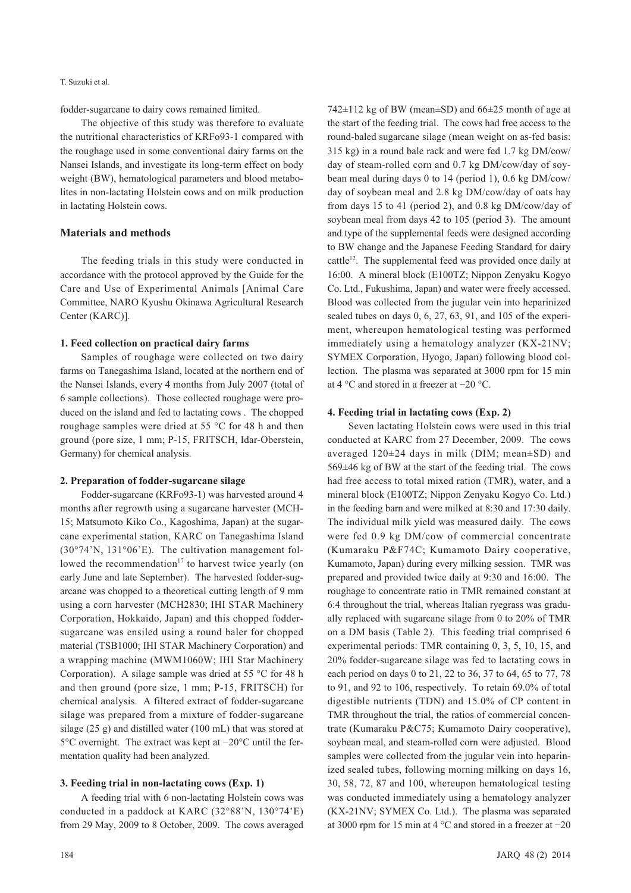fodder-sugarcane to dairy cows remained limited.

The objective of this study was therefore to evaluate the nutritional characteristics of KRFo93-1 compared with the roughage used in some conventional dairy farms on the Nansei Islands, and investigate its long-term effect on body weight (BW), hematological parameters and blood metabolites in non-lactating Holstein cows and on milk production in lactating Holstein cows.

## Materials and methods

The feeding trials in this study were conducted in accordance with the protocol approved by the Guide for the Care and Use of Experimental Animals [Animal Care Committee, NARO Kyushu Okinawa Agricultural Research Center (KARC)].

### 1. Feed collection on practical dairy farms

Samples of roughage were collected on two dairy farms on Tanegashima Island, located at the northern end of the Nansei Islands, every 4 months from July 2007 (total of 6 sample collections). Those collected roughage were produced on the island and fed to lactating cows . The chopped roughage samples were dried at 55 °C for 48 h and then ground (pore size, 1 mm; P-15, FRITSCH, Idar-Oberstein, Germany) for chemical analysis.

### 2. Preparation of fodder-sugarcane silage

Fodder-sugarcane (KRFo93-1) was harvested around 4 months after regrowth using a sugarcane harvester (MCH-15; Matsumoto Kiko Co., Kagoshima, Japan) at the sugarcane experimental station, KARC on Tanegashima Island (30°74'N, 131°06'E). The cultivation management followed the recommendation[17] to harvest twice yearly (on early June and late September). The harvested fodder-sugarcane was chopped to a theoretical cutting length of 9 mm using a corn harvester (MCH2830; IHI STAR Machinery Corporation, Hokkaido, Japan) and this chopped fodder-sugarcane was ensiled using a round baler for chopped material (TSB1000; IHI STAR Machinery Corporation) and a wrapping machine (MWM1060W; IHI Star Machinery Corporation). A silage sample was dried at 55 °C for 48 h and then ground (pore size, 1 mm; P-15, FRITSCH) for chemical analysis. A filtered extract of fodder-sugarcane silage was prepared from a mixture of fodder-sugarcane silage (25 g) and distilled water (100 mL) that was stored at 5°C overnight. The extract was kept at −20°C until the fermentation quality had been analyzed.

### 3. Feeding trial in non-lactating cows (Exp. 1)

A feeding trial with 6 non-lactating Holstein cows was conducted in a paddock at KARC (32°88'N, 130°74'E) from 29 May, 2009 to 8 October, 2009. The cows averaged 742±112 kg of BW (mean±SD) and 66±25 month of age at the start of the feeding trial. The cows had free access to the round-baled sugarcane silage (mean weight on as-fed basis: 315 kg) in a round bale rack and were fed 1.7 kg DM/cow/day of steam-rolled corn and 0.7 kg DM/cow/day of soybean meal during days 0 to 14 (period 1), 0.6 kg DM/cow/day of soybean meal and 2.8 kg DM/cow/day of oats hay from days 15 to 41 (period 2), and 0.8 kg DM/cow/day of soybean meal from days 42 to 105 (period 3). The amount and type of the supplemental feeds were designed according to BW change and the Japanese Feeding Standard for dairy cattle[12]. The supplemental feed was provided once daily at 16:00. A mineral block (E100TZ; Nippon Zenyaku Kogyo Co. Ltd., Fukushima, Japan) and water were freely accessed. Blood was collected from the jugular vein into heparinized sealed tubes on days 0, 6, 27, 63, 91, and 105 of the experiment, whereupon hematological testing was performed immediately using a hematology analyzer (KX-21NV; SYMEX Corporation, Hyogo, Japan) following blood collection. The plasma was separated at 3000 rpm for 15 min at 4 °C and stored in a freezer at −20 °C.

### 4. Feeding trial in lactating cows (Exp. 2)

Seven lactating Holstein cows were used in this trial conducted at KARC from 27 December, 2009. The cows averaged 120±24 days in milk (DIM; mean±SD) and 569±46 kg of BW at the start of the feeding trial. The cows had free access to total mixed ration (TMR), water, and a mineral block (E100TZ; Nippon Zenyaku Kogyo Co. Ltd.) in the feeding barn and were milked at 8:30 and 17:30 daily. The individual milk yield was measured daily. The cows were fed 0.9 kg DM/cow of commercial concentrate (Kumaraku P&F74C; Kumamoto Dairy cooperative, Kumamoto, Japan) during every milking session. TMR was prepared and provided twice daily at 9:30 and 16:00. The roughage to concentrate ratio in TMR remained constant at 6:4 throughout the trial, whereas Italian ryegrass was gradually replaced with sugarcane silage from 0 to 20% of TMR on a DM basis (Table 2). This feeding trial comprised 6 experimental periods: TMR containing 0, 3, 5, 10, 15, and 20% fodder-sugarcane silage was fed to lactating cows in each period on days 0 to 21, 22 to 36, 37 to 64, 65 to 77, 78 to 91, and 92 to 106, respectively. To retain 69.0% of total digestible nutrients (TDN) and 15.0% of CP content in TMR throughout the trial, the ratios of commercial concentrate (Kumaraku P&C75; Kumamoto Dairy cooperative), soybean meal, and steam-rolled corn were adjusted. Blood samples were collected from the jugular vein into heparinized sealed tubes, following morning milking on days 16, 30, 58, 72, 87 and 100, whereupon hematological testing was conducted immediately using a hematology analyzer (KX-21NV; SYMEX Co. Ltd.). The plasma was separated at 3000 rpm for 15 min at 4 °C and stored in a freezer at −20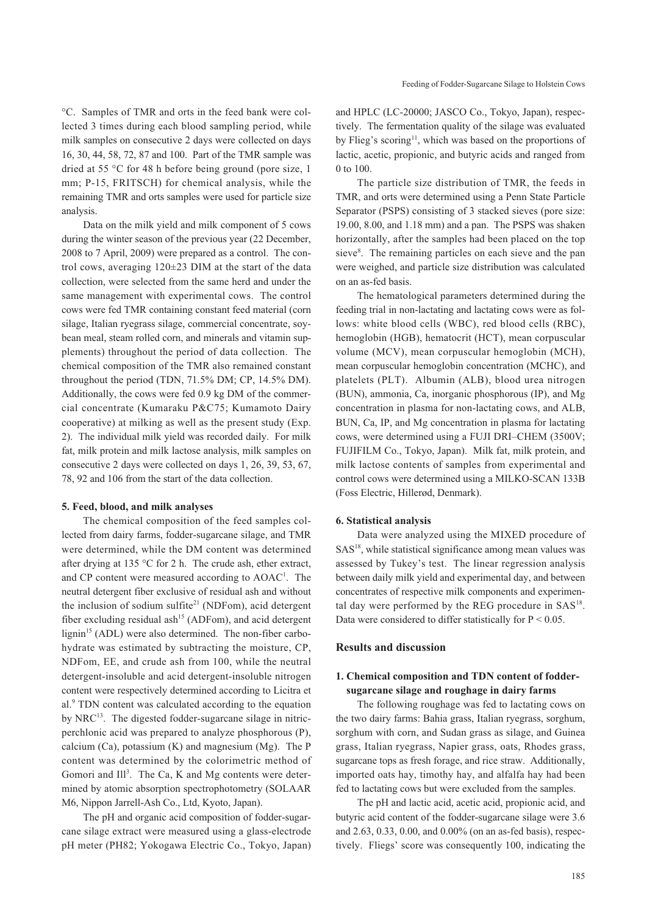°C. Samples of TMR and orts in the feed bank were collected 3 times during each blood sampling period, while milk samples on consecutive 2 days were collected on days 16, 30, 44, 58, 72, 87 and 100. Part of the TMR sample was dried at 55 °C for 48 h before being ground (pore size, 1 mm; P-15, FRITSCH) for chemical analysis, while the remaining TMR and orts samples were used for particle size analysis.

Data on the milk yield and milk component of 5 cows during the winter season of the previous year (22 December, 2008 to 7 April, 2009) were prepared as a control. The control cows, averaging 120±23 DIM at the start of the data collection, were selected from the same herd and under the same management with experimental cows. The control cows were fed TMR containing constant feed material (corn silage, Italian ryegrass silage, commercial concentrate, soybean meal, steam rolled corn, and minerals and vitamin supplements) throughout the period of data collection. The chemical composition of the TMR also remained constant throughout the period (TDN, 71.5% DM; CP, 14.5% DM). Additionally, the cows were fed 0.9 kg DM of the commercial concentrate (Kumaraku P&C75; Kumamoto Dairy cooperative) at milking as well as the present study (Exp. 2). The individual milk yield was recorded daily. For milk fat, milk protein and milk lactose analysis, milk samples on consecutive 2 days were collected on days 1, 26, 39, 53, 67, 78, 92 and 106 from the start of the data collection.

### 5. Feed, blood, and milk analyses

The chemical composition of the feed samples collected from dairy farms, fodder-sugarcane silage, and TMR were determined, while the DM content was determined after drying at 135 °C for 2 h. The crude ash, ether extract, and CP content were measured according to AOAC[1]. The neutral detergent fiber exclusive of residual ash and without the inclusion of sodium sulfite[21] (NDFom), acid detergent fiber excluding residual ash[15] (ADFom), and acid detergent lignin[15] (ADL) were also determined. The non-fiber carbohydrate was estimated by subtracting the moisture, CP, NDFom, EE, and crude ash from 100, while the neutral detergent-insoluble and acid detergent-insoluble nitrogen content were respectively determined according to Licitra et al.[9] TDN content was calculated according to the equation by NRC[13]. The digested fodder-sugarcane silage in nitric-perchlonic acid was prepared to analyze phosphorous (P), calcium (Ca), potassium (K) and magnesium (Mg). The P content was determined by the colorimetric method of Gomori and Ill[3]. The Ca, K and Mg contents were determined by atomic absorption spectrophotometry (SOLAAR M6, Nippon Jarrell-Ash Co., Ltd, Kyoto, Japan).

The pH and organic acid composition of fodder-sugarcane silage extract were measured using a glass-electrode pH meter (PH82; Yokogawa Electric Co., Tokyo, Japan) and HPLC (LC-20000; JASCO Co., Tokyo, Japan), respectively. The fermentation quality of the silage was evaluated by Flieg's scoring[11], which was based on the proportions of lactic, acetic, propionic, and butyric acids and ranged from 0 to 100.

The particle size distribution of TMR, the feeds in TMR, and orts were determined using a Penn State Particle Separator (PSPS) consisting of 3 stacked sieves (pore size: 19.00, 8.00, and 1.18 mm) and a pan. The PSPS was shaken horizontally, after the samples had been placed on the top sieve[8]. The remaining particles on each sieve and the pan were weighed, and particle size distribution was calculated on an as-fed basis.

The hematological parameters determined during the feeding trial in non-lactating and lactating cows were as follows: white blood cells (WBC), red blood cells (RBC), hemoglobin (HGB), hematocrit (HCT), mean corpuscular volume (MCV), mean corpuscular hemoglobin (MCH), mean corpuscular hemoglobin concentration (MCHC), and platelets (PLT). Albumin (ALB), blood urea nitrogen (BUN), ammonia, Ca, inorganic phosphorous (IP), and Mg concentration in plasma for non-lactating cows, and ALB, BUN, Ca, IP, and Mg concentration in plasma for lactating cows, were determined using a FUJI DRI–CHEM (3500V; FUJIFILM Co., Tokyo, Japan). Milk fat, milk protein, and milk lactose contents of samples from experimental and control cows were determined using a MILKO-SCAN 133B (Foss Electric, Hillerød, Denmark).

### 6. Statistical analysis

Data were analyzed using the MIXED procedure of SAS[18], while statistical significance among mean values was assessed by Tukey's test. The linear regression analysis between daily milk yield and experimental day, and between concentrates of respective milk components and experimental day were performed by the REG procedure in SAS[18]. Data were considered to differ statistically for $P < 0.05$.

## Results and discussion

### 1. Chemical composition and TDN content of fodder-sugarcane silage and roughage in dairy farms

The following roughage was fed to lactating cows on the two dairy farms: Bahia grass, Italian ryegrass, sorghum, sorghum with corn, and Sudan grass as silage, and Guinea grass, Italian ryegrass, Napier grass, oats, Rhodes grass, sugarcane tops as fresh forage, and rice straw. Additionally, imported oats hay, timothy hay, and alfalfa hay had been fed to lactating cows but were excluded from the samples.

The pH and lactic acid, acetic acid, propionic acid, and butyric acid content of the fodder-sugarcane silage were 3.6 and 2.63, 0.33, 0.00, and 0.00% (on an as-fed basis), respectively. Fliegs' score was consequently 100, indicating the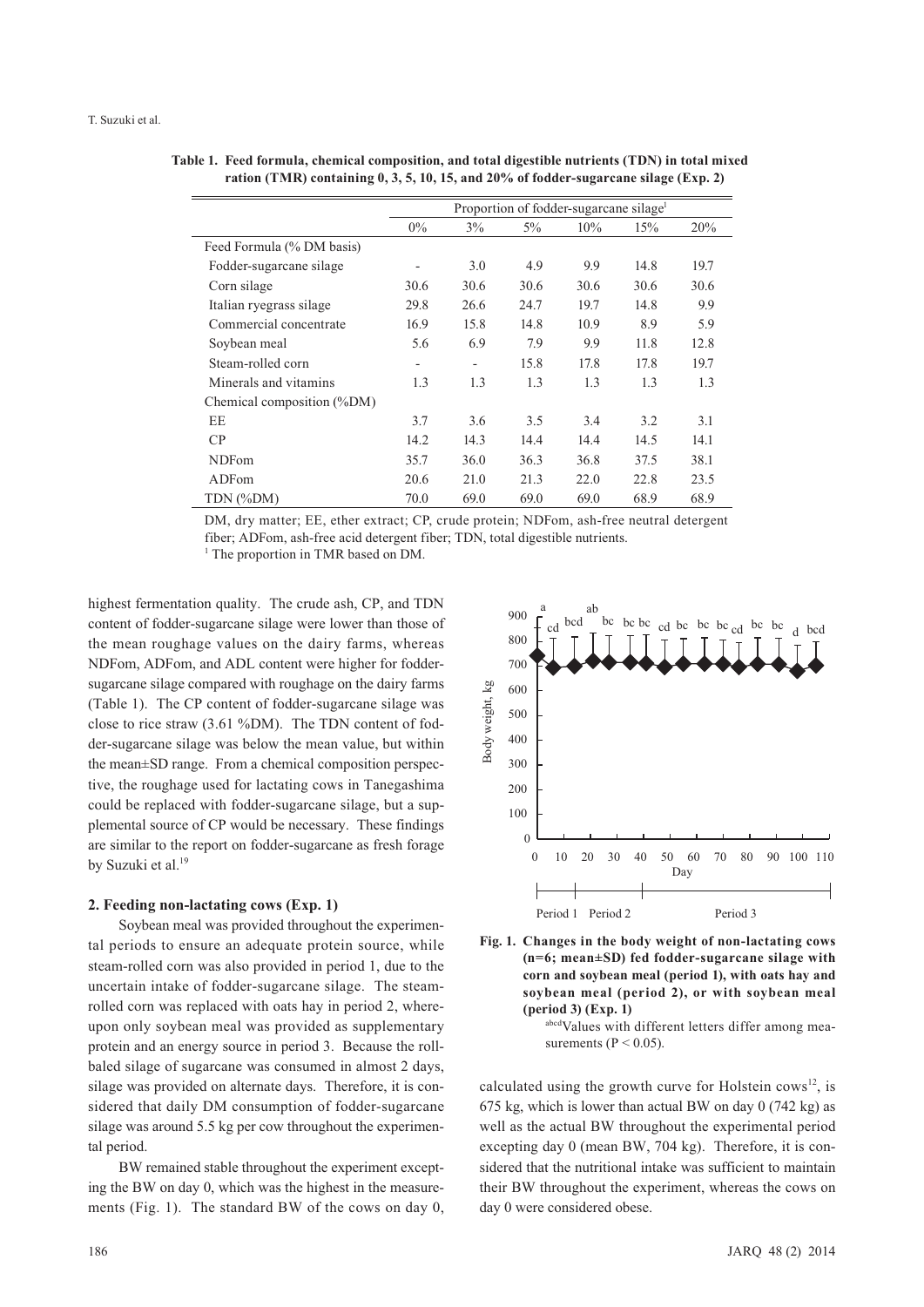**Table 1. Feed formula, chemical composition, and total digestible nutrients (TDN) in total mixed ration (TMR) containing 0, 3, 5, 10, 15, and 20% of fodder-sugarcane silage (Exp. 2)**

| | Proportion of fodder-sugarcane silage[1] | | | | | |
|---|---|---|---|---|---|---|
| | 0% | 3% | 5% | 10% | 15% | 20% |
| Feed Formula (% DM basis) | | | | | | |
| Fodder-sugarcane silage | - | 3.0 | 4.9 | 9.9 | 14.8 | 19.7 |
| Corn silage | 30.6 | 30.6 | 30.6 | 30.6 | 30.6 | 30.6 |
| Italian ryegrass silage | 29.8 | 26.6 | 24.7 | 19.7 | 14.8 | 9.9 |
| Commercial concentrate | 16.9 | 15.8 | 14.8 | 10.9 | 8.9 | 5.9 |
| Soybean meal | 5.6 | 6.9 | 7.9 | 9.9 | 11.8 | 12.8 |
| Steam-rolled corn | - | - | 15.8 | 17.8 | 17.8 | 19.7 |
| Minerals and vitamins | 1.3 | 1.3 | 1.3 | 1.3 | 1.3 | 1.3 |
| Chemical composition (%DM) | | | | | | |
| EE | 3.7 | 3.6 | 3.5 | 3.4 | 3.2 | 3.1 |
| CP | 14.2 | 14.3 | 14.4 | 14.4 | 14.5 | 14.1 |
| NDFom | 35.7 | 36.0 | 36.3 | 36.8 | 37.5 | 38.1 |
| ADFom | 20.6 | 21.0 | 21.3 | 22.0 | 22.8 | 23.5 |
| TDN (%DM) | 70.0 | 69.0 | 69.0 | 69.0 | 68.9 | 68.9 |

DM, dry matter; EE, ether extract; CP, crude protein; NDFom, ash-free neutral detergent fiber; ADFom, ash-free acid detergent fiber; TDN, total digestible nutrients.
[1] The proportion in TMR based on DM.

highest fermentation quality. The crude ash, CP, and TDN content of fodder-sugarcane silage were lower than those of the mean roughage values on the dairy farms, whereas NDFom, ADFom, and ADL content were higher for fodder-sugarcane silage compared with roughage on the dairy farms (Table 1). The CP content of fodder-sugarcane silage was close to rice straw (3.61 %DM). The TDN content of fodder-sugarcane silage was below the mean value, but within the mean±SD range. From a chemical composition perspective, the roughage used for lactating cows in Tanegashima could be replaced with fodder-sugarcane silage, but a supplemental source of CP would be necessary. These findings are similar to the report on fodder-sugarcane as fresh forage by Suzuki et al.[19]

### 2. Feeding non-lactating cows (Exp. 1)

Soybean meal was provided throughout the experimental periods to ensure an adequate protein source, while steam-rolled corn was also provided in period 1, due to the uncertain intake of fodder-sugarcane silage. The steam-rolled corn was replaced with oats hay in period 2, whereupon only soybean meal was provided as supplementary protein and an energy source in period 3. Because the roll-baled silage of sugarcane was consumed in almost 2 days, silage was provided on alternate days. Therefore, it is considered that daily DM consumption of fodder-sugarcane silage was around 5.5 kg per cow throughout the experimental period.

BW remained stable throughout the experiment excepting the BW on day 0, which was the highest in the measurements (Fig. 1). The standard BW of the cows on day 0, calculated using the growth curve for Holstein cows[12], is 675 kg, which is lower than actual BW on day 0 (742 kg) as well as the actual BW throughout the experimental period excepting day 0 (mean BW, 704 kg). Therefore, it is considered that the nutritional intake was sufficient to maintain their BW throughout the experiment, whereas the cows on day 0 were considered obese.

**Fig. 1. Changes in the body weight of non-lactating cows (n=6; mean±SD) fed fodder-sugarcane silage with corn and soybean meal (period 1), with oats hay and soybean meal (period 2), or with soybean meal (period 3) (Exp. 1)**

[abcd]Values with different letters differ among measurements ($P < 0.05$).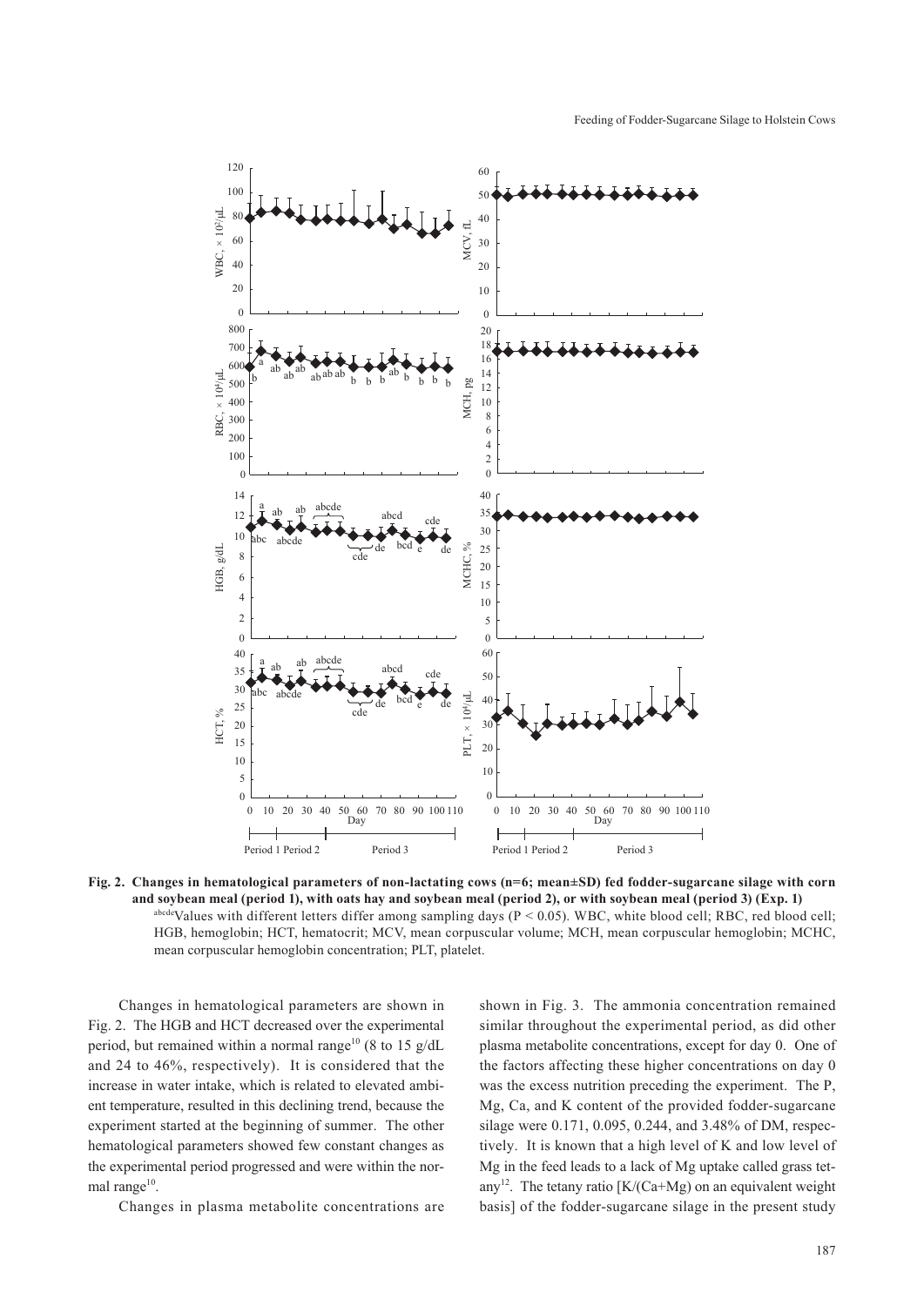**Fig. 2. Changes in hematological parameters of non-lactating cows (n=6; mean±SD) fed fodder-sugarcane silage with corn and soybean meal (period 1), with oats hay and soybean meal (period 2), or with soybean meal (period 3) (Exp. 1)**

[abcde]Values with different letters differ among sampling days ($P < 0.05$). WBC, white blood cell; RBC, red blood cell; HGB, hemoglobin; HCT, hematocrit; MCV, mean corpuscular volume; MCH, mean corpuscular hemoglobin; MCHC, mean corpuscular hemoglobin concentration; PLT, platelet.

Changes in hematological parameters are shown in Fig. 2. The HGB and HCT decreased over the experimental period, but remained within a normal range[10] (8 to 15 g/dL and 24 to 46%, respectively). It is considered that the increase in water intake, which is related to elevated ambient temperature, resulted in this declining trend, because the experiment started at the beginning of summer. The other hematological parameters showed few constant changes as the experimental period progressed and were within the normal range[10].

Changes in plasma metabolite concentrations are shown in Fig. 3. The ammonia concentration remained similar throughout the experimental period, as did other plasma metabolite concentrations, except for day 0. One of the factors affecting these higher concentrations on day 0 was the excess nutrition preceding the experiment. The P, Mg, Ca, and K content of the provided fodder-sugarcane silage were 0.171, 0.095, 0.244, and 3.48% of DM, respectively. It is known that a high level of K and low level of Mg in the feed leads to a lack of Mg uptake called grass tetany[12]. The tetany ratio [K/(Ca+Mg) on an equivalent weight basis] of the fodder-sugarcane silage in the present study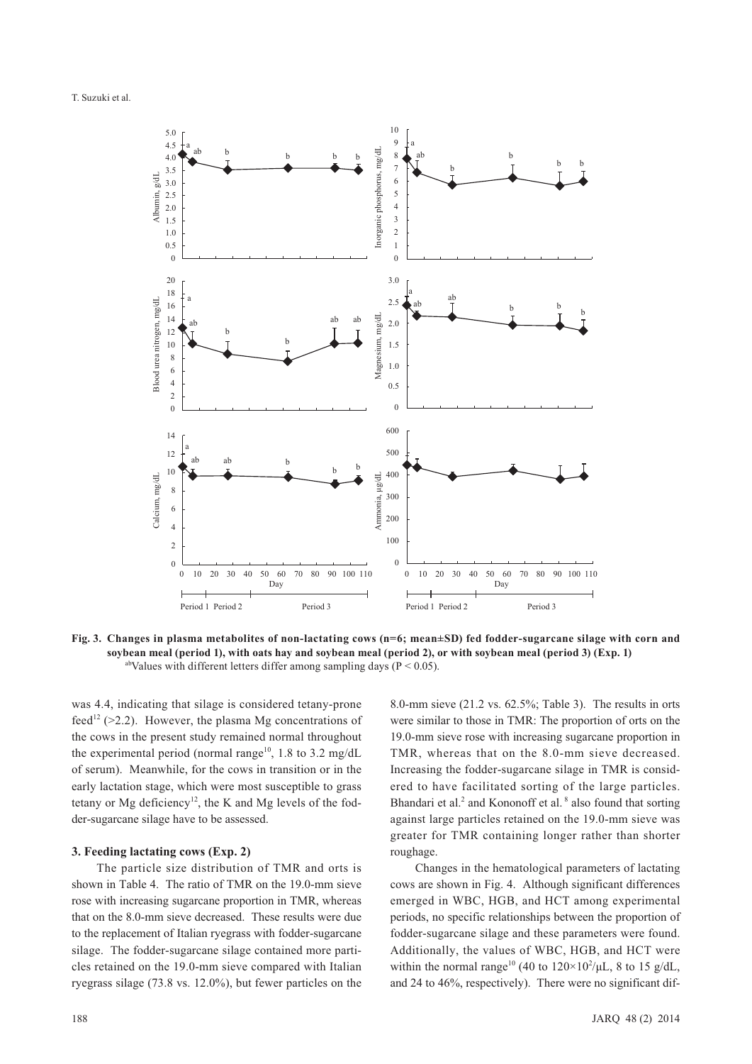Fig. 3. Changes in plasma metabolites of non-lactating cows (n=6; mean±SD) fed fodder-sugarcane silage with corn and soybean meal (period 1), with oats hay and soybean meal (period 2), or with soybean meal (period 3) (Exp. 1)

[ab]Values with different letters differ among sampling days ($P < 0.05$).

was 4.4, indicating that silage is considered tetany-prone feed[12] (>2.2). However, the plasma Mg concentrations of the cows in the present study remained normal throughout the experimental period (normal range[10], 1.8 to 3.2 mg/dL of serum). Meanwhile, for the cows in transition or in the early lactation stage, which were most susceptible to grass tetany or Mg deficiency[12], the K and Mg levels of the fodder-sugarcane silage have to be assessed.

### 3. Feeding lactating cows (Exp. 2)

The particle size distribution of TMR and orts is shown in Table 4. The ratio of TMR on the 19.0-mm sieve rose with increasing sugarcane proportion in TMR, whereas that on the 8.0-mm sieve decreased. These results were due to the replacement of Italian ryegrass with fodder-sugarcane silage. The fodder-sugarcane silage contained more particles retained on the 19.0-mm sieve compared with Italian ryegrass silage (73.8 vs. 12.0%), but fewer particles on the 8.0-mm sieve (21.2 vs. 62.5%; Table 3). The results in orts were similar to those in TMR: The proportion of orts on the 19.0-mm sieve rose with increasing sugarcane proportion in TMR, whereas that on the 8.0-mm sieve decreased. Increasing the fodder-sugarcane silage in TMR is considered to have facilitated sorting of the large particles. Bhandari et al.[2] and Kononoff et al.[8] also found that sorting against large particles retained on the 19.0-mm sieve was greater for TMR containing longer rather than shorter roughage.

Changes in the hematological parameters of lactating cows are shown in Fig. 4. Although significant differences emerged in WBC, HGB, and HCT among experimental periods, no specific relationships between the proportion of fodder-sugarcane silage and these parameters were found. Additionally, the values of WBC, HGB, and HCT were within the normal range[10] (40 to $120\times10^2/\mu L$, 8 to 15 g/dL, and 24 to 46%, respectively). There were no significant dif-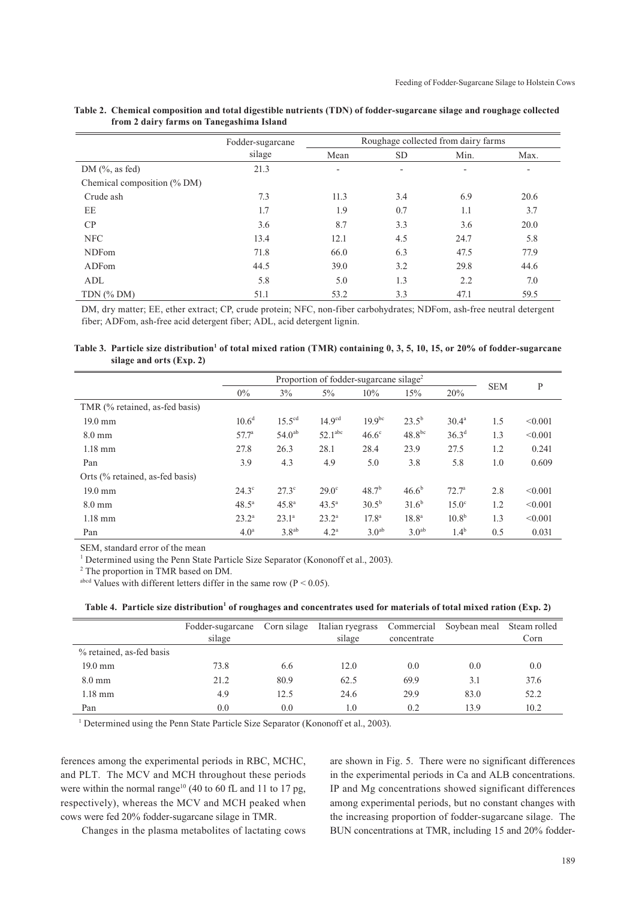**Table 2. Chemical composition and total digestible nutrients (TDN) of fodder-sugarcane silage and roughage collected from 2 dairy farms on Tanegashima Island**

| | Fodder-sugarcane silage | Roughage collected from dairy farms | | | |
|---|---|---|---|---|---|
| | | Mean | SD | Min. | Max. |
| DM (%, as fed) | 21.3 | - | - | - | - |
| Chemical composition (% DM) | | | | | |
| Crude ash | 7.3 | 11.3 | 3.4 | 6.9 | 20.6 |
| EE | 1.7 | 1.9 | 0.7 | 1.1 | 3.7 |
| CP | 3.6 | 8.7 | 3.3 | 3.6 | 20.0 |
| NFC | 13.4 | 12.1 | 4.5 | 24.7 | 5.8 |
| NDFom | 71.8 | 66.0 | 6.3 | 47.5 | 77.9 |
| ADFom | 44.5 | 39.0 | 3.2 | 29.8 | 44.6 |
| ADL | 5.8 | 5.0 | 1.3 | 2.2 | 7.0 |
| TDN (% DM) | 51.1 | 53.2 | 3.3 | 47.1 | 59.5 |

DM, dry matter; EE, ether extract; CP, crude protein; NFC, non-fiber carbohydrates; NDFom, ash-free neutral detergent fiber; ADFom, ash-free acid detergent fiber; ADL, acid detergent lignin.

**Table 3. Particle size distribution[1] of total mixed ration (TMR) containing 0, 3, 5, 10, 15, or 20% of fodder-sugarcane silage and orts (Exp. 2)**

| | Proportion of fodder-sugarcane silage[2] | | | | | | SEM | P |
|---|---|---|---|---|---|---|---|---|
| | 0% | 3% | 5% | 10% | 15% | 20% | | |
| TMR (% retained, as-fed basis) | | | | | | | | |
| 19.0 mm | 10.6[d] | 15.5[cd] | 14.9[cd] | 19.9[bc] | 23.5[b] | 30.4[a] | 1.5 | <0.001 |
| 8.0 mm | 57.7[a] | 54.0[ab] | 52.1[abc] | 46.6[c] | 48.8[bc] | 36.3[d] | 1.3 | <0.001 |
| 1.18 mm | 27.8 | 26.3 | 28.1 | 28.4 | 23.9 | 27.5 | 1.2 | 0.241 |
| Pan | 3.9 | 4.3 | 4.9 | 5.0 | 3.8 | 5.8 | 1.0 | 0.609 |
| Orts (% retained, as-fed basis) | | | | | | | | |
| 19.0 mm | 24.3[c] | 27.3[c] | 29.0[c] | 48.7[b] | 46.6[b] | 72.7[a] | 2.8 | <0.001 |
| 8.0 mm | 48.5[a] | 45.8[a] | 43.5[a] | 30.5[b] | 31.6[b] | 15.0[c] | 1.2 | <0.001 |
| 1.18 mm | 23.2[a] | 23.1[a] | 23.2[a] | 17.8[a] | 18.8[a] | 10.8[b] | 1.3 | <0.001 |
| Pan | 4.0[a] | 3.8[ab] | 4.2[a] | 3.0[ab] | 3.0[ab] | 1.4[b] | 0.5 | 0.031 |

SEM, standard error of the mean

[1] Determined using the Penn State Particle Size Separator (Kononoff et al., 2003).

[2] The proportion in TMR based on DM.

[abcd] Values with different letters differ in the same row ($P < 0.05$).

**Table 4. Particle size distribution[1] of roughages and concentrates used for materials of total mixed ration (Exp. 2)**

| | Fodder-sugarcane silage | Corn silage | Italian ryegrass silage | Commercial concentrate | Soybean meal | Steam rolled Corn |
|---|---|---|---|---|---|---|
| % retained, as-fed basis | | | | | | |
| 19.0 mm | 73.8 | 6.6 | 12.0 | 0.0 | 0.0 | 0.0 |
| 8.0 mm | 21.2 | 80.9 | 62.5 | 69.9 | 3.1 | 37.6 |
| 1.18 mm | 4.9 | 12.5 | 24.6 | 29.9 | 83.0 | 52.2 |
| Pan | 0.0 | 0.0 | 1.0 | 0.2 | 13.9 | 10.2 |

[1] Determined using the Penn State Particle Size Separator (Kononoff et al., 2003).

ferences among the experimental periods in RBC, MCHC, and PLT. The MCV and MCH throughout these periods were within the normal range[10] (40 to 60 fL and 11 to 17 pg, respectively), whereas the MCV and MCH peaked when cows were fed 20% fodder-sugarcane silage in TMR.

Changes in the plasma metabolites of lactating cows are shown in Fig. 5. There were no significant differences in the experimental periods in Ca and ALB concentrations. IP and Mg concentrations showed significant differences among experimental periods, but no constant changes with the increasing proportion of fodder-sugarcane silage. The BUN concentrations at TMR, including 15 and 20% fodder-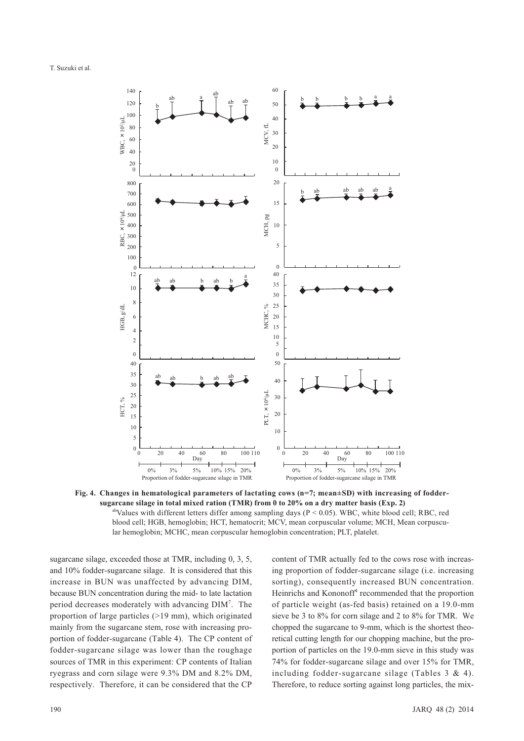**Fig. 4. Changes in hematological parameters of lactating cows (n=7; mean±SD) with increasing of fodder-sugarcane silage in total mixed ration (TMR) from 0 to 20% on a dry matter basis (Exp. 2)**

[ab]Values with different letters differ among sampling days ($P < 0.05$). WBC, white blood cell; RBC, red blood cell; HGB, hemoglobin; HCT, hematocrit; MCV, mean corpuscular volume; MCH, Mean corpuscular hemoglobin; MCHC, mean corpuscular hemoglobin concentration; PLT, platelet.

sugarcane silage, exceeded those at TMR, including 0, 3, 5, and 10% fodder-sugarcane silage. It is considered that this increase in BUN was unaffected by advancing DIM, because BUN concentration during the mid- to late lactation period decreases moderately with advancing DIM[7]. The proportion of large particles (>19 mm), which originated mainly from the sugarcane stem, rose with increasing proportion of fodder-sugarcane (Table 4). The CP content of fodder-sugarcane silage was lower than the roughage sources of TMR in this experiment: CP contents of Italian ryegrass and corn silage were 9.3% DM and 8.2% DM, respectively. Therefore, it can be considered that the CP content of TMR actually fed to the cows rose with increasing proportion of fodder-sugarcane silage (i.e. increasing sorting), consequently increased BUN concentration. Heinrichs and Kononoff[4] recommended that the proportion of particle weight (as-fed basis) retained on a 19.0-mm sieve be 3 to 8% for corn silage and 2 to 8% for TMR. We chopped the sugarcane to 9-mm, which is the shortest theoretical cutting length for our chopping machine, but the proportion of particles on the 19.0-mm sieve in this study was 74% for fodder-sugarcane silage and over 15% for TMR, including fodder-sugarcane silage (Tables 3 & 4). Therefore, to reduce sorting against long particles, the mix-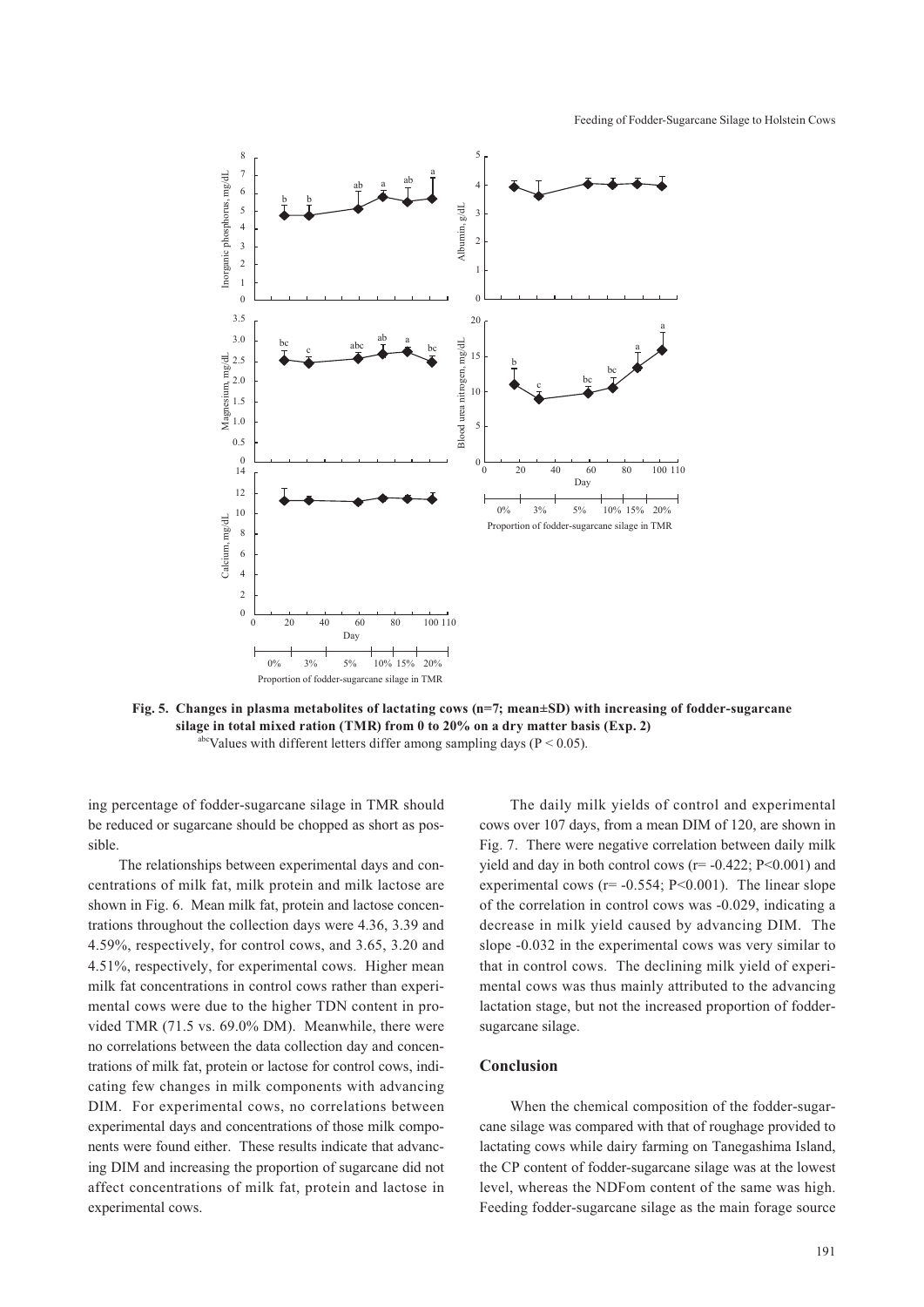**Fig. 5. Changes in plasma metabolites of lactating cows (n=7; mean±SD) with increasing of fodder-sugarcane silage in total mixed ration (TMR) from 0 to 20% on a dry matter basis (Exp. 2)**

[abc]Values with different letters differ among sampling days (P < 0.05).

ing percentage of fodder-sugarcane silage in TMR should be reduced or sugarcane should be chopped as short as possible.

The relationships between experimental days and concentrations of milk fat, milk protein and milk lactose are shown in Fig. 6. Mean milk fat, protein and lactose concentrations throughout the collection days were 4.36, 3.39 and 4.59%, respectively, for control cows, and 3.65, 3.20 and 4.51%, respectively, for experimental cows. Higher mean milk fat concentrations in control cows rather than experimental cows were due to the higher TDN content in provided TMR (71.5 vs. 69.0% DM). Meanwhile, there were no correlations between the data collection day and concentrations of milk fat, protein or lactose for control cows, indicating few changes in milk components with advancing DIM. For experimental cows, no correlations between experimental days and concentrations of those milk components were found either. These results indicate that advancing DIM and increasing the proportion of sugarcane did not affect concentrations of milk fat, protein and lactose in experimental cows.

The daily milk yields of control and experimental cows over 107 days, from a mean DIM of 120, are shown in Fig. 7. There were negative correlation between daily milk yield and day in both control cows ($r = -0.422$; $P<0.001$) and experimental cows ($r = -0.554$; $P<0.001$). The linear slope of the correlation in control cows was -0.029, indicating a decrease in milk yield caused by advancing DIM. The slope -0.032 in the experimental cows was very similar to that in control cows. The declining milk yield of experimental cows was thus mainly attributed to the advancing lactation stage, but not the increased proportion of fodder-sugarcane silage.

## Conclusion

When the chemical composition of the fodder-sugarcane silage was compared with that of roughage provided to lactating cows while dairy farming on Tanegashima Island, the CP content of fodder-sugarcane silage was at the lowest level, whereas the NDFom content of the same was high. Feeding fodder-sugarcane silage as the main forage source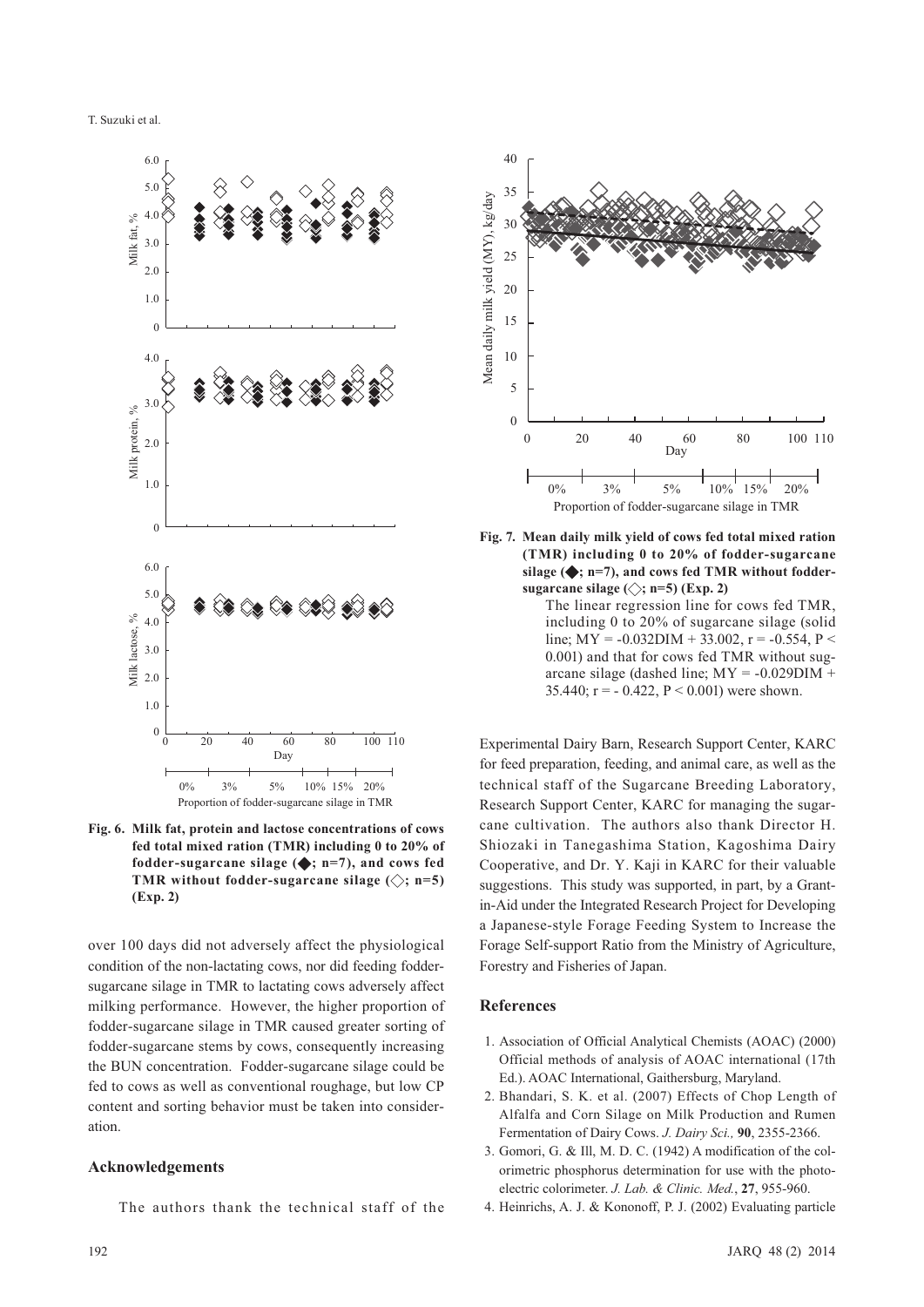**Fig. 6. Milk fat, protein and lactose concentrations of cows fed total mixed ration (TMR) including 0 to 20% of fodder-sugarcane silage (◆; n=7), and cows fed TMR without fodder-sugarcane silage (◇; n=5) (Exp. 2)**

**Fig. 7. Mean daily milk yield of cows fed total mixed ration (TMR) including 0 to 20% of fodder-sugarcane silage (◆; n=7), and cows fed TMR without fodder-sugarcane silage (◇; n=5) (Exp. 2)**

The linear regression line for cows fed TMR, including 0 to 20% of sugarcane silage (solid line; $MY = -0.032DIM + 33.002$, $r = -0.554$, $P < 0.001$) and that for cows fed TMR without sugarcane silage (dashed line; $MY = -0.029DIM + 35.440$; $r = -0.422$, $P < 0.001$) were shown.

over 100 days did not adversely affect the physiological condition of the non-lactating cows, nor did feeding fodder-sugarcane silage in TMR to lactating cows adversely affect milking performance. However, the higher proportion of fodder-sugarcane silage in TMR caused greater sorting of fodder-sugarcane stems by cows, consequently increasing the BUN concentration. Fodder-sugarcane silage could be fed to cows as well as conventional roughage, but low CP content and sorting behavior must be taken into consideration.

## Acknowledgements

The authors thank the technical staff of the Experimental Dairy Barn, Research Support Center, KARC for feed preparation, feeding, and animal care, as well as the technical staff of the Sugarcane Breeding Laboratory, Research Support Center, KARC for managing the sugarcane cultivation. The authors also thank Director H. Shiozaki in Tanegashima Station, Kagoshima Dairy Cooperative, and Dr. Y. Kaji in KARC for their valuable suggestions. This study was supported, in part, by a Grant-in-Aid under the Integrated Research Project for Developing a Japanese-style Forage Feeding System to Increase the Forage Self-support Ratio from the Ministry of Agriculture, Forestry and Fisheries of Japan.

## References

1. Association of Official Analytical Chemists (AOAC) (2000) Official methods of analysis of AOAC international (17th Ed.). AOAC International, Gaithersburg, Maryland.
2. Bhandari, S. K. et al. (2007) Effects of Chop Length of Alfalfa and Corn Silage on Milk Production and Rumen Fermentation of Dairy Cows. *J. Dairy Sci.,* **90**, 2355-2366.
3. Gomori, G. & Ill, M. D. C. (1942) A modification of the colorimetric phosphorus determination for use with the photoelectric colorimeter. *J. Lab. & Clinic. Med.*, **27**, 955-960.
4. Heinrichs, A. J. & Kononoff, P. J. (2002) Evaluating particle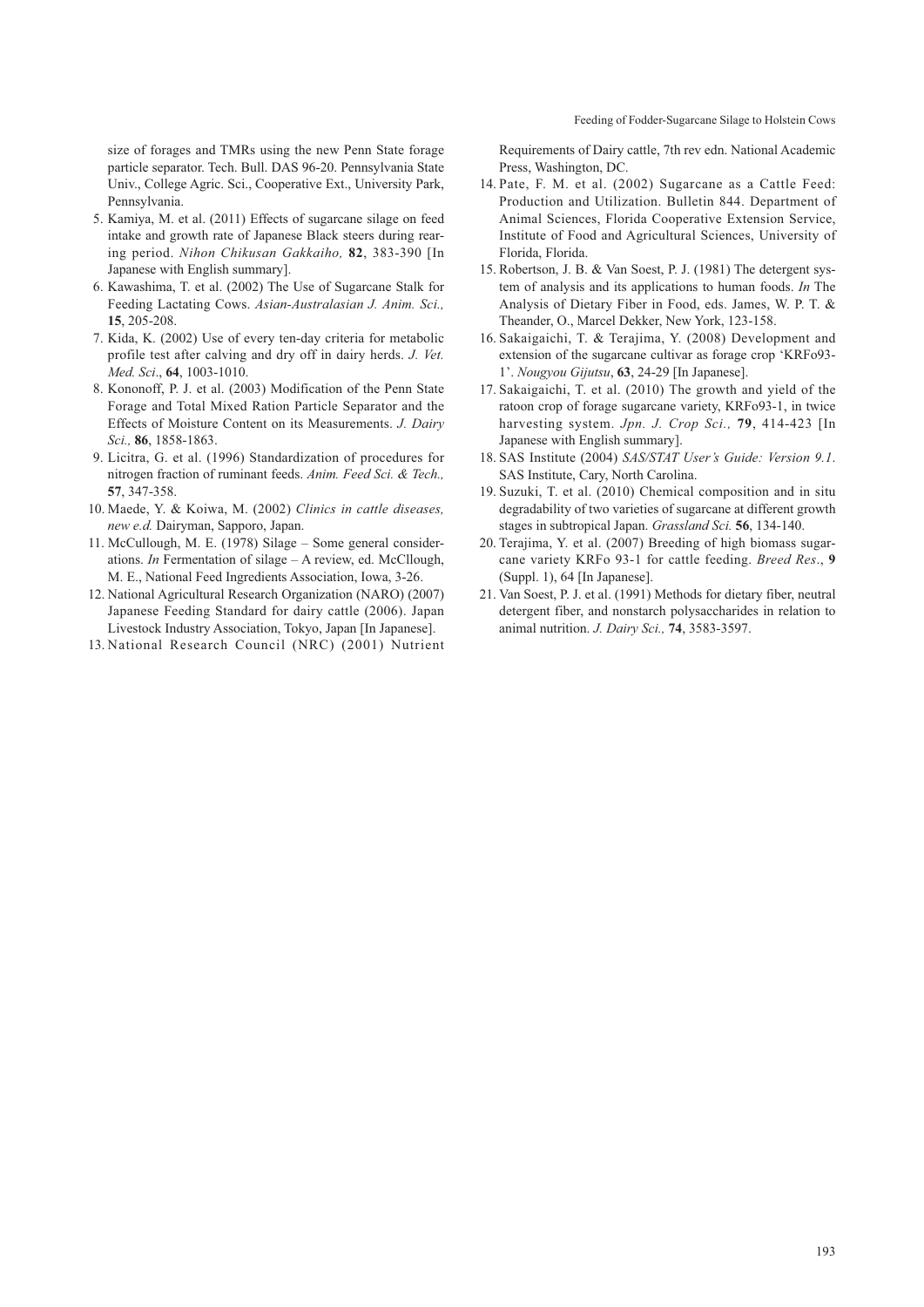size of forages and TMRs using the new Penn State forage particle separator. Tech. Bull. DAS 96-20. Pennsylvania State Univ., College Agric. Sci., Cooperative Ext., University Park, Pennsylvania.

5. Kamiya, M. et al. (2011) Effects of sugarcane silage on feed intake and growth rate of Japanese Black steers during rearing period. *Nihon Chikusan Gakkaiho,* **82**, 383-390 [In Japanese with English summary].
6. Kawashima, T. et al. (2002) The Use of Sugarcane Stalk for Feeding Lactating Cows. *Asian-Australasian J. Anim. Sci.,* **15**, 205-208.
7. Kida, K. (2002) Use of every ten-day criteria for metabolic profile test after calving and dry off in dairy herds. *J. Vet. Med. Sci*., **64**, 1003-1010.
8. Kononoff, P. J. et al. (2003) Modification of the Penn State Forage and Total Mixed Ration Particle Separator and the Effects of Moisture Content on its Measurements. *J. Dairy Sci.,* **86**, 1858-1863.
9. Licitra, G. et al. (1996) Standardization of procedures for nitrogen fraction of ruminant feeds. *Anim. Feed Sci. & Tech.,* **57**, 347-358.
10. Maede, Y. & Koiwa, M. (2002) *Clinics in cattle diseases, new e.d.* Dairyman, Sapporo, Japan.
11. McCullough, M. E. (1978) Silage – Some general considerations. *In* Fermentation of silage – A review, ed. McCllough, M. E., National Feed Ingredients Association, Iowa, 3-26.
12. National Agricultural Research Organization (NARO) (2007) Japanese Feeding Standard for dairy cattle (2006). Japan Livestock Industry Association, Tokyo, Japan [In Japanese].
13. National Research Council (NRC) (2001) Nutrient Requirements of Dairy cattle, 7th rev edn. National Academic Press, Washington, DC.
14. Pate, F. M. et al. (2002) Sugarcane as a Cattle Feed: Production and Utilization. Bulletin 844. Department of Animal Sciences, Florida Cooperative Extension Service, Institute of Food and Agricultural Sciences, University of Florida, Florida.
15. Robertson, J. B. & Van Soest, P. J. (1981) The detergent system of analysis and its applications to human foods. *In* The Analysis of Dietary Fiber in Food, eds. James, W. P. T. & Theander, O., Marcel Dekker, New York, 123-158.
16. Sakaigaichi, T. & Terajima, Y. (2008) Development and extension of the sugarcane cultivar as forage crop 'KRFo93-1'. *Nougyou Gijutsu*, **63**, 24-29 [In Japanese].
17. Sakaigaichi, T. et al. (2010) The growth and yield of the ratoon crop of forage sugarcane variety, KRFo93-1, in twice harvesting system. *Jpn. J. Crop Sci.,* **79**, 414-423 [In Japanese with English summary].
18. SAS Institute (2004) *SAS/STAT User's Guide: Version 9.1*. SAS Institute, Cary, North Carolina.
19. Suzuki, T. et al. (2010) Chemical composition and in situ degradability of two varieties of sugarcane at different growth stages in subtropical Japan. *Grassland Sci.* **56**, 134-140.
20. Terajima, Y. et al. (2007) Breeding of high biomass sugarcane variety KRFo 93-1 for cattle feeding. *Breed Res*., **9** (Suppl. 1), 64 [In Japanese].
21. Van Soest, P. J. et al. (1991) Methods for dietary fiber, neutral detergent fiber, and nonstarch polysaccharides in relation to animal nutrition. *J. Dairy Sci.,* **74**, 3583-3597.